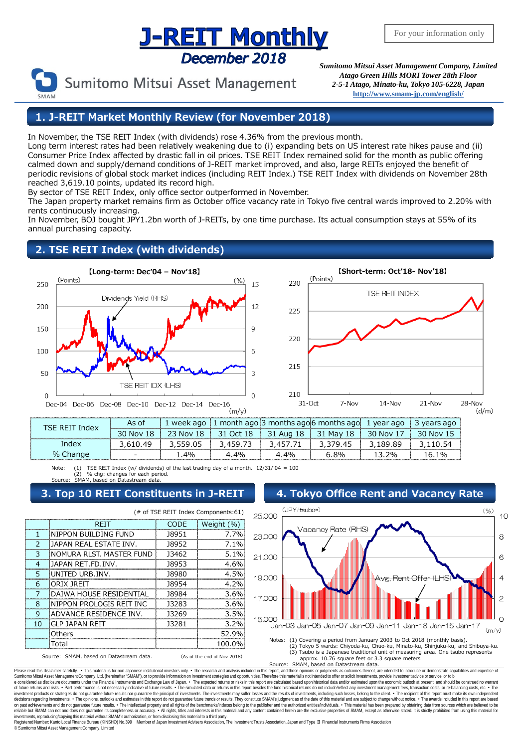# J-REIT Monthly

## December 2018

For your information only

Sumitomo Mitsui Asset Management

*Sumitomo Mitsui Asset Management Company, Limited*
*Atago Green Hills MORI Tower 28th Floor*
*2-5-1 Atago, Minato-ku, Tokyo 105-6228, Japan*
http://www.smam-jp.com/english/

## 1. J-REIT Market Monthly Review (for November 2018)

In November, the TSE REIT Index (with dividends) rose 4.36% from the previous month.
Long term interest rates had been relatively weakening due to (i) expanding bets on US interest rate hikes pause and (ii) Consumer Price Index affected by drastic fall in oil prices. TSE REIT Index remained solid for the month as public offering calmed down and supply/demand conditions of J-REIT market improved, and also, large REITs enjoyed the benefit of periodic revisions of global stock market indices (including REIT Index.) TSE REIT Index with dividends on November 28th reached 3,619.10 points, updated its record high.
By sector of TSE REIT Index, only office sector outperformed in November.
The Japan property market remains firm as October office vacancy rate in Tokyo five central wards improved to 2.20% with rents continuously increasing.
In November, BOJ bought JPY1.2bn worth of J-REITs, by one time purchase. Its actual consumption stays at 55% of its annual purchasing capacity.

## 2. TSE REIT Index (with dividends)

【Long-term: Dec'04 – Nov'18】

【Short-term: Oct'18- Nov'18】

| TSE REIT Index | As of | 1 week ago | 1 month ago | 3 months ago | 6 months ago | 1 year ago | 3 years ago |
|---|---|---|---|---|---|---|---|
| | 30 Nov 18 | 23 Nov 18 | 31 Oct 18 | 31 Aug 18 | 31 May 18 | 30 Nov 17 | 30 Nov 15 |
| Index | 3,610.49 | 3,559.05 | 3,459.73 | 3,457.71 | 3,379.45 | 3,189.89 | 3,110.54 |
| % Change | - | 1.4% | 4.4% | 4.4% | 6.8% | 13.2% | 16.1% |

Note: (1) TSE REIT Index (w/ dividends) of the last trading day of a month. 12/31/'04 = 100
(2) % chg: changes for each period.
Source: SMAM, based on Datastream data.

## 3. Top 10 REIT Constituents in J-REIT

(# of TSE REIT Index Components:61)

| | REIT | CODE | Weight (%) |
|---|---|---|---|
| 1 | NIPPON BUILDING FUND | J8951 | 7.7% |
| 2 | JAPAN REAL ESTATE INV. | J8952 | 7.1% |
| 3 | NOMURA RLST. MASTER FUND | J3462 | 5.1% |
| 4 | JAPAN RET.FD.INV. | J8953 | 4.6% |
| 5 | UNITED URB.INV. | J8980 | 4.5% |
| 6 | ORIX JREIT | J8954 | 4.2% |
| 7 | DAIWA HOUSE RESIDENTIAL | J8984 | 3.6% |
| 8 | NIPPON PROLOGIS REIT INC | J3283 | 3.6% |
| 9 | ADVANCE RESIDENCE INV. | J3269 | 3.5% |
| 10 | GLP JAPAN REIT | J3281 | 3.2% |
| | Others | | 52.9% |
| | Total | | 100.0% |

Source: SMAM, based on Datastream data. (As of the end of Nov 2018)

## 4. Tokyo Office Rent and Vacancy Rate

Notes: (1) Covering a period from January 2003 to Oct 2018 (monthly basis).
(2) Tokyo 5 wards: Chiyoda-ku, Chuo-ku, Minato-ku, Shinjuku-ku, and Shibuya-ku.
(3) Tsubo is a Japanese traditional unit of measuring area. One tsubo represents approx. 10.76 square feet or 3.3 square meters
Source: SMAM, based on Datastream data.

Please read this disclaimer carefully. • This material is for non-Japanese institutional investors only. • The research and analysis included in this report, and those opinions or judgments as outcomes thereof, are intended to introduce or demonstrate capabilities and expertise of Sumitomo Mitsui Asset Management Company, Ltd. (hereinafter "SMAM"), or to provide information on investment strategies and opportunities. Therefore this material is not intended to offer or solicit investments, provide investment advice or service, or to be considered as disclosure documents under the Financial Instruments and Exchange Law of Japan. • The expected returns or risks in this report are calculated based upon historical data and/or estimated upon the economic outlook at present, and should be construed no warrant of future returns and risks. • Past performance is not necessarily indicative of future results. • The simulated data or returns in this report besides the fund historical returns do not include/reflect any investment management fees, transaction costs, or re-balancing costs, etc. • The investment products or strategies do not guarantee future results nor guarantee the principal of investments. The investments may suffer losses and the results of investments, including such losses, belong to the client. • The recipient of this report must make its own independent decisions regarding investments. • The opinions, outlooks and estimates in this report do not guarantee future trends or results. They constitute SMAM's judgment as of the date of this material and are subject to change without notice. • The awards included in this report are based on past achievements and do not guarantee future results. • The intellectual property and all rights of the benchmarks/indexes belong to the publisher and the authorized entities/individuals. • This material has been prepared by obtaining data from sources which are believed to be reliable but SMAM can not and does not guarantee its completeness or accuracy. • All rights, titles and interests in this material and any content contained herein are the exclusive properties of SMAM, except as otherwise stated. It is strictly prohibited from using this material for investments, reproducing/copying this material without SMAM's authorization, or from disclosing this material to a third party.
Registered Number: Kanto Local Finance Bureau (KINSHO) No.399 Member of Japan Investment Advisers Association, The Investment Trusts Association, Japan and Type Ⅱ Financial Instruments Firms Association
© Sumitomo Mitsui Asset Management Company, Limited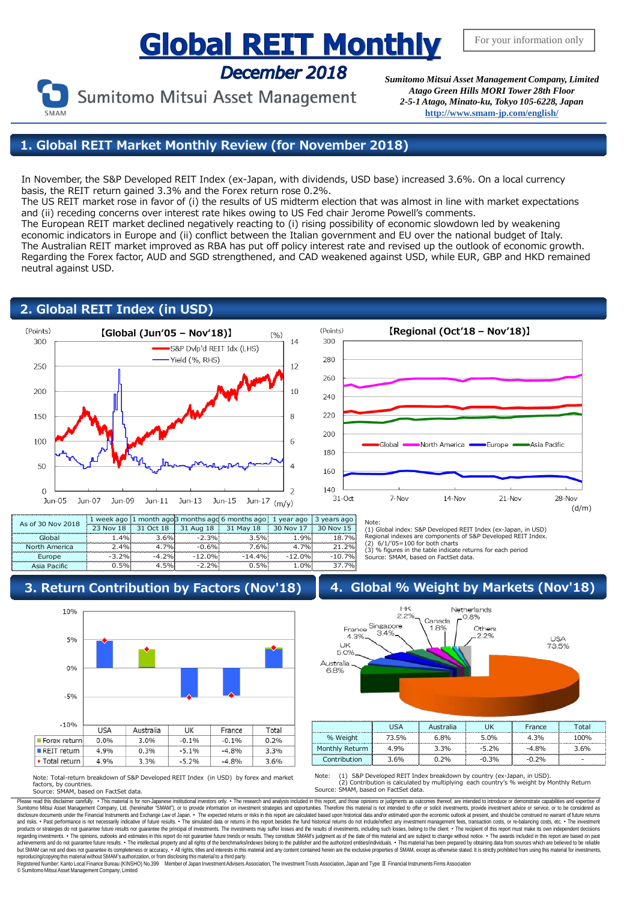# Global REIT Monthly

## December 2018

For your information only

Sumitomo Mitsui Asset Management

SMAM

*Sumitomo Mitsui Asset Management Company, Limited*
*Atago Green Hills MORI Tower 28th Floor*
*2-5-1 Atago, Minato-ku, Tokyo 105-6228, Japan*
http://www.smam-jp.com/english/

## 1. Global REIT Market Monthly Review (for November 2018)

In November, the S&P Developed REIT Index (ex-Japan, with dividends, USD base) increased 3.6%. On a local currency basis, the REIT return gained 3.3% and the Forex return rose 0.2%.
The US REIT market rose in favor of (i) the results of US midterm election that was almost in line with market expectations and (ii) receding concerns over interest rate hikes owing to US Fed chair Jerome Powell's comments.
The European REIT market declined negatively reacting to (i) rising possibility of economic slowdown led by weakening economic indicators in Europe and (ii) conflict between the Italian government and EU over the national budget of Italy.
The Australian REIT market improved as RBA has put off policy interest rate and revised up the outlook of economic growth.
Regarding the Forex factor, AUD and SGD strengthened, and CAD weakened against USD, while EUR, GBP and HKD remained neutral against USD.

## 2. Global REIT Index (in USD)

【Global (Jun'05 – Nov'18)】

(Points) 300 250 200 150 100 50 0
(%) 14 12 10 8 6 4 2
S&P Dvlp'd REIT Idx (LHS)
Yield (%, RHS)
Jun-05 Jun-07 Jun-09 Jun-11 Jun-13 Jun-15 Jun-17 (m/y)

【Regional (Oct'18 – Nov'18)】

(Points) 300 280 260 240 220 200 180 160 140
Global North America Europe Asia Pacific
31-Oct 7-Nov 14-Nov 21-Nov 28-Nov (d/m)

| As of 30 Nov 2018 | 1 week ago | 1 month ago | 3 months ago | 6 months ago | 1 year ago | 3 years ago |
|---|---|---|---|---|---|---|
| | 23 Nov 18 | 31 Oct 18 | 31 Aug 18 | 31 May 18 | 30 Nov 17 | 30 Nov 15 |
| Global | 1.4% | 3.6% | -2.3% | 3.5% | 1.9% | 18.7% |
| North America | 2.4% | 4.7% | -0.6% | 7.6% | 4.7% | 21.2% |
| Europe | -3.2% | -4.2% | -12.0% | -14.4% | -12.0% | -10.7% |
| Asia Pacific | 0.5% | 4.5% | -2.2% | 0.5% | 1.0% | 37.7% |

Note:
(1) Global index: S&P Developed REIT Index (ex-Japan, in USD)
Regional indexes are components of S&P Developed REIT Index.
(2) 6/1/'05=100 for both charts
(3) % figures in the table indicate returns for each period
Source: SMAM, based on FactSet data.

## 3. Return Contribution by Factors (Nov'18)

10% 5% 0% -5% -10%

| | USA | Australia | UK | France | Total |
|---|---|---|---|---|---|
| Forex return | 0.0% | 3.0% | -0.1% | -0.1% | 0.2% |
| REIT return | 4.9% | 0.3% | -5.1% | -4.8% | 3.3% |
| Total return | 4.9% | 3.3% | -5.2% | -4.8% | 3.6% |

Note: Total-return breakdown of S&P Developed REIT Index (in USD) by forex and market factors, by countries.
Source: SMAM, based on FactSet data.

## 4. Global % Weight by Markets (Nov'18)

HK 2.2%
Netherlands 0.8%
Canada 1.8%
Singapore 3.4%
France 4.3%
Others 2.2%
UK 5.0%
Australia 6.8%
USA 73.5%

| | USA | Australia | UK | France | Total |
|---|---|---|---|---|---|
| % Weight | 73.5% | 6.8% | 5.0% | 4.3% | 100% |
| Monthly Return | 4.9% | 3.3% | -5.2% | -4.8% | 3.6% |
| Contribution | 3.6% | 0.2% | -0.3% | -0.2% | - |

Note: (1) S&P Developed REIT Index breakdown by country (ex-Japan, in USD).
(2) Contribution is calculated by multiplying each country's % weight by Monthly Return
Source: SMAM, based on FactSet data.

Please read this disclaimer carefully. • This material is for non-Japanese institutional investors only. • The research and analysis included in this report, and those opinions or judgments as outcomes thereof, are intended to introduce or demonstrate capabilities and expertise of Sumitomo Mitsui Asset Management Company, Ltd. (hereinafter "SMAM"), or to provide information on investment strategies and opportunities. Therefore this material is not intended to offer or solicit investments, provide investment advice or service, or to be considered as disclosure documents under the Financial Instruments and Exchange Law of Japan. • The expected returns or risks in this report are calculated based upon historical data and/or estimated upon the economic outlook at present, and should be construed no warrant of future returns and risks. • Past performance is not necessarily indicative of future results. • The simulated data or returns in this report besides the fund historical returns do not include/reflect any investment management fees, transaction costs, or re-balancing costs, etc. • The investment products or strategies do not guarantee future results nor guarantee the principal of investments. The investments may suffer losses and the results of investments, including such losses, belong to the client. • The recipient of this report must make its own independent decisions regarding investments. • The opinions, outlooks and estimates in this report do not guarantee future trends or results. They constitute SMAM's judgment as of the date of this material and are subject to change without notice. • The awards included in this report are based on past achievements and do not guarantee future results. • The intellectual property and all rights of the benchmarks/indexes belong to the publisher and the authorized entities/individuals. • This material has been prepared by obtaining data from sources which are believed to be reliable but SMAM can not and does not guarantee its completeness or accuracy. • All rights, titles and interests in this material and any content contained herein are the exclusive properties of SMAM, except as otherwise stated. It is strictly prohibited from using this material for investments, reproducing/copying this material without SMAM's authorization, or from disclosing this material to a third party.
Registered Number: Kanto Local Finance Bureau (KINSHO) No.399 Member of Japan Investment Advisers Association, The Investment Trusts Association, Japan and Type Ⅱ Financial Instruments Firms Association
© Sumitomo Mitsui Asset Management Company, Limited